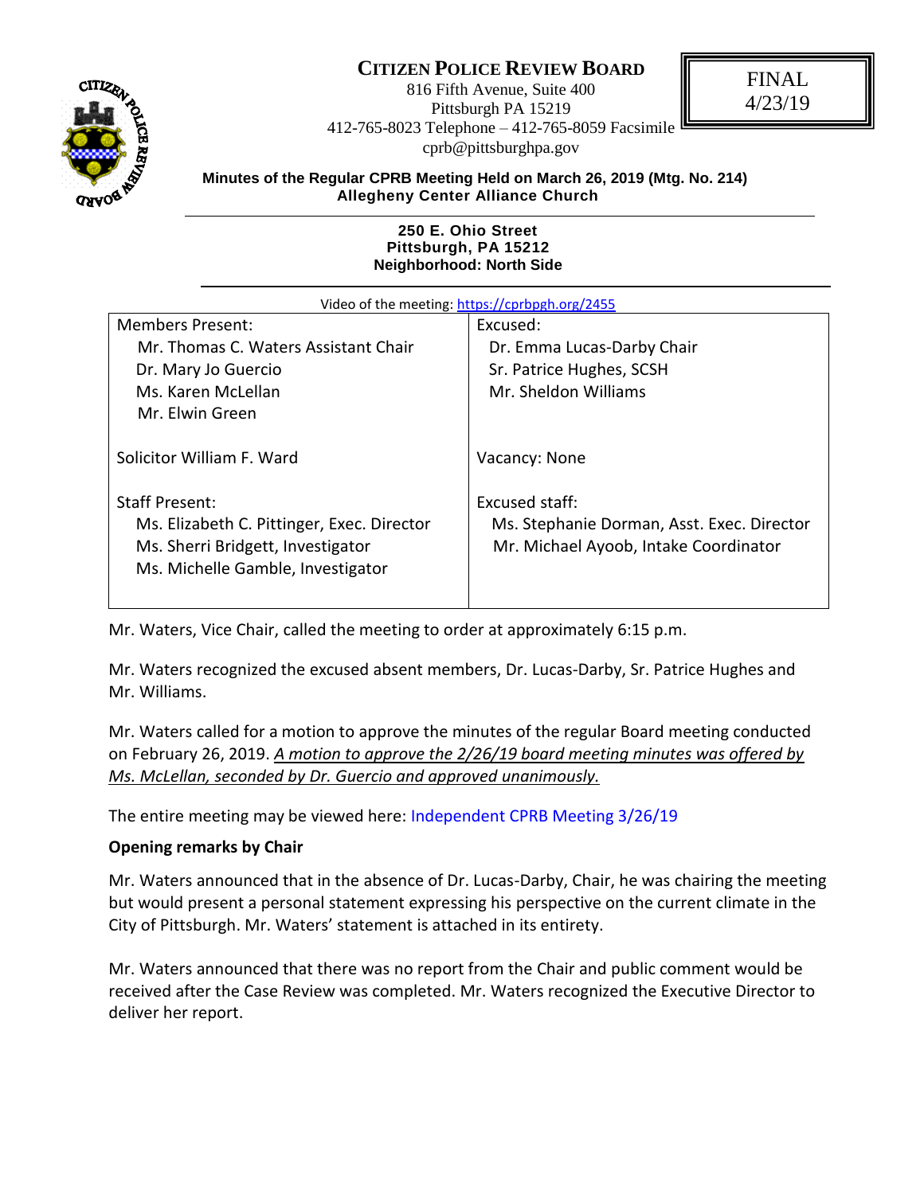# CITIZEN POLICE REVIEW BOARD

816 Fifth Avenue, Suite 400
Pittsburgh PA 15219
412-765-8023 Telephone – 412-765-8059 Facsimile
cprb@pittsburghpa.gov

FINAL
4/23/19

**Minutes of the Regular CPRB Meeting Held on March 26, 2019 (Mtg. No. 214)**
**Allegheny Center Alliance Church**

**250 E. Ohio Street**
**Pittsburgh, PA 15212**
**Neighborhood: North Side**

Video of the meeting: https://cprbpgh.org/2455

| Members Present: | Excused: |
|---|---|
| Mr. Thomas C. Waters Assistant Chair | Dr. Emma Lucas-Darby Chair |
| Dr. Mary Jo Guercio | Sr. Patrice Hughes, SCSH |
| Ms. Karen McLellan | Mr. Sheldon Williams |
| Mr. Elwin Green | |
| Solicitor William F. Ward | Vacancy: None |
| Staff Present: | Excused staff: |
| Ms. Elizabeth C. Pittinger, Exec. Director | Ms. Stephanie Dorman, Asst. Exec. Director |
| Ms. Sherri Bridgett, Investigator | Mr. Michael Ayoob, Intake Coordinator |
| Ms. Michelle Gamble, Investigator | |

Mr. Waters, Vice Chair, called the meeting to order at approximately 6:15 p.m.

Mr. Waters recognized the excused absent members, Dr. Lucas-Darby, Sr. Patrice Hughes and Mr. Williams.

Mr. Waters called for a motion to approve the minutes of the regular Board meeting conducted on February 26, 2019. *A motion to approve the 2/26/19 board meeting minutes was offered by Ms. McLellan, seconded by Dr. Guercio and approved unanimously.*

The entire meeting may be viewed here: Independent CPRB Meeting 3/26/19

**Opening remarks by Chair**

Mr. Waters announced that in the absence of Dr. Lucas-Darby, Chair, he was chairing the meeting but would present a personal statement expressing his perspective on the current climate in the City of Pittsburgh. Mr. Waters' statement is attached in its entirety.

Mr. Waters announced that there was no report from the Chair and public comment would be received after the Case Review was completed. Mr. Waters recognized the Executive Director to deliver her report.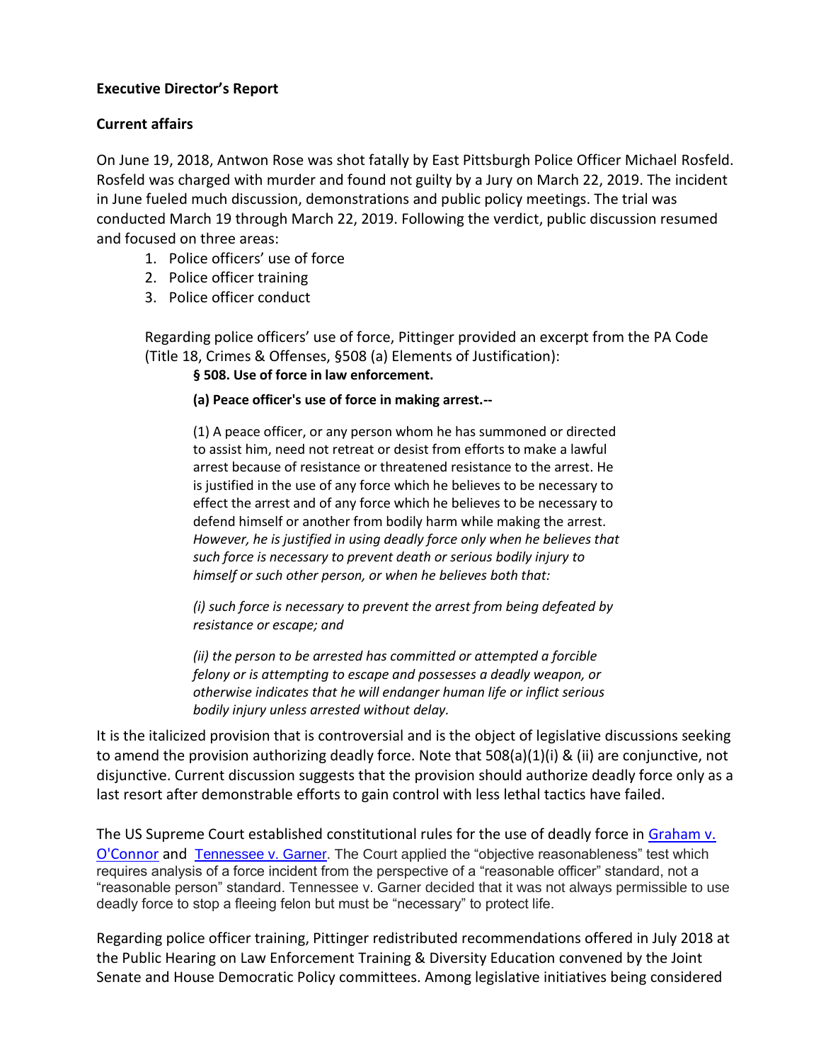**Executive Director's Report**

**Current affairs**

On June 19, 2018, Antwon Rose was shot fatally by East Pittsburgh Police Officer Michael Rosfeld. Rosfeld was charged with murder and found not guilty by a Jury on March 22, 2019. The incident in June fueled much discussion, demonstrations and public policy meetings. The trial was conducted March 19 through March 22, 2019. Following the verdict, public discussion resumed and focused on three areas:

1. Police officers' use of force
2. Police officer training
3. Police officer conduct

Regarding police officers' use of force, Pittinger provided an excerpt from the PA Code (Title 18, Crimes & Offenses, §508 (a) Elements of Justification):

> **§ 508. Use of force in law enforcement.**
>
> **(a) Peace officer's use of force in making arrest.--**
>
> (1) A peace officer, or any person whom he has summoned or directed to assist him, need not retreat or desist from efforts to make a lawful arrest because of resistance or threatened resistance to the arrest. He is justified in the use of any force which he believes to be necessary to effect the arrest and of any force which he believes to be necessary to defend himself or another from bodily harm while making the arrest. *However, he is justified in using deadly force only when he believes that such force is necessary to prevent death or serious bodily injury to himself or such other person, or when he believes both that:*
>
> *(i) such force is necessary to prevent the arrest from being defeated by resistance or escape; and*
>
> *(ii) the person to be arrested has committed or attempted a forcible felony or is attempting to escape and possesses a deadly weapon, or otherwise indicates that he will endanger human life or inflict serious bodily injury unless arrested without delay.*

It is the italicized provision that is controversial and is the object of legislative discussions seeking to amend the provision authorizing deadly force. Note that 508(a)(1)(i) & (ii) are conjunctive, not disjunctive. Current discussion suggests that the provision should authorize deadly force only as a last resort after demonstrable efforts to gain control with less lethal tactics have failed.

The US Supreme Court established constitutional rules for the use of deadly force in Graham v. O'Connor and Tennessee v. Garner. The Court applied the "objective reasonableness" test which requires analysis of a force incident from the perspective of a "reasonable officer" standard, not a "reasonable person" standard. Tennessee v. Garner decided that it was not always permissible to use deadly force to stop a fleeing felon but must be "necessary" to protect life.

Regarding police officer training, Pittinger redistributed recommendations offered in July 2018 at the Public Hearing on Law Enforcement Training & Diversity Education convened by the Joint Senate and House Democratic Policy committees. Among legislative initiatives being considered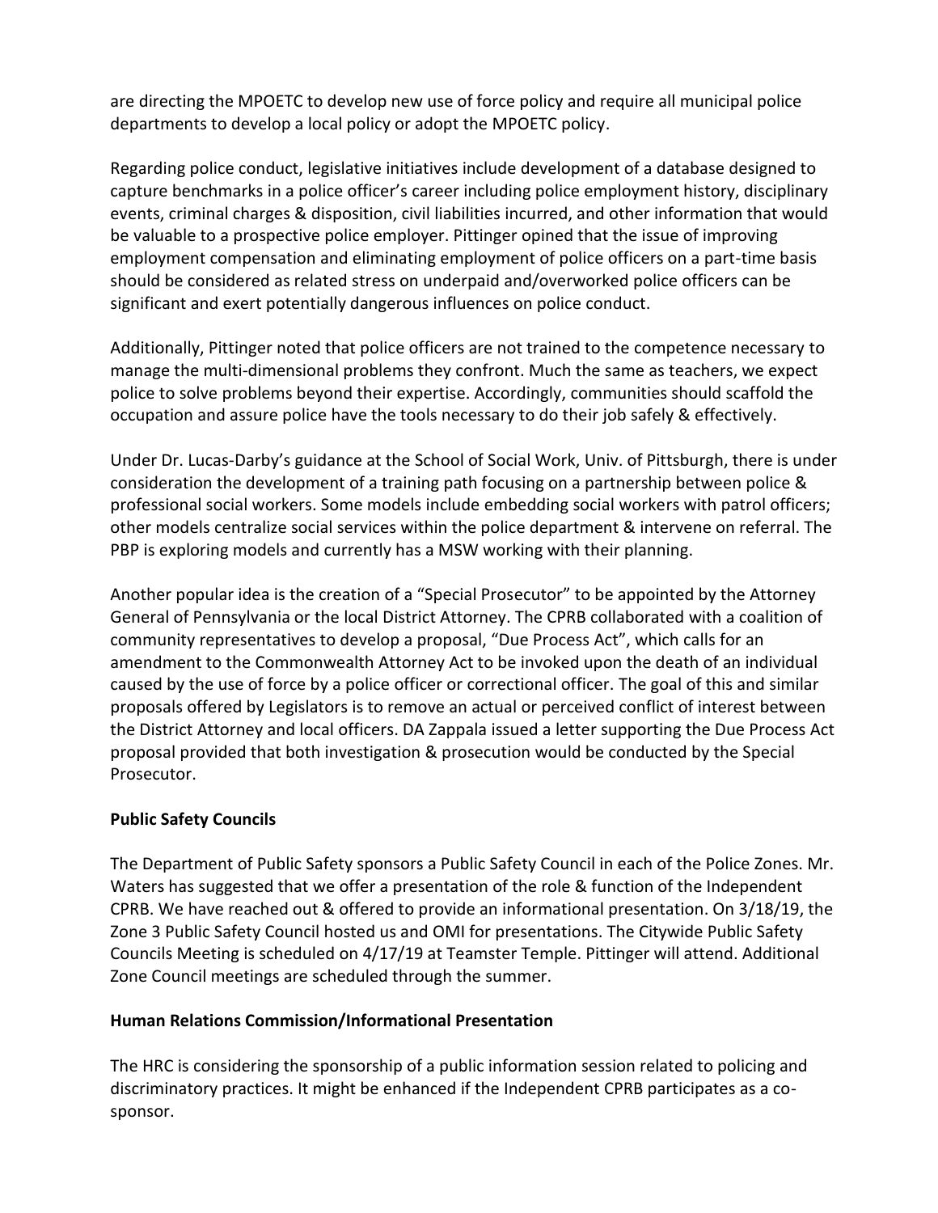are directing the MPOETC to develop new use of force policy and require all municipal police departments to develop a local policy or adopt the MPOETC policy.

Regarding police conduct, legislative initiatives include development of a database designed to capture benchmarks in a police officer's career including police employment history, disciplinary events, criminal charges & disposition, civil liabilities incurred, and other information that would be valuable to a prospective police employer. Pittinger opined that the issue of improving employment compensation and eliminating employment of police officers on a part-time basis should be considered as related stress on underpaid and/overworked police officers can be significant and exert potentially dangerous influences on police conduct.

Additionally, Pittinger noted that police officers are not trained to the competence necessary to manage the multi-dimensional problems they confront. Much the same as teachers, we expect police to solve problems beyond their expertise. Accordingly, communities should scaffold the occupation and assure police have the tools necessary to do their job safely & effectively.

Under Dr. Lucas-Darby's guidance at the School of Social Work, Univ. of Pittsburgh, there is under consideration the development of a training path focusing on a partnership between police & professional social workers. Some models include embedding social workers with patrol officers; other models centralize social services within the police department & intervene on referral. The PBP is exploring models and currently has a MSW working with their planning.

Another popular idea is the creation of a "Special Prosecutor" to be appointed by the Attorney General of Pennsylvania or the local District Attorney. The CPRB collaborated with a coalition of community representatives to develop a proposal, "Due Process Act", which calls for an amendment to the Commonwealth Attorney Act to be invoked upon the death of an individual caused by the use of force by a police officer or correctional officer. The goal of this and similar proposals offered by Legislators is to remove an actual or perceived conflict of interest between the District Attorney and local officers. DA Zappala issued a letter supporting the Due Process Act proposal provided that both investigation & prosecution would be conducted by the Special Prosecutor.

**Public Safety Councils**

The Department of Public Safety sponsors a Public Safety Council in each of the Police Zones. Mr. Waters has suggested that we offer a presentation of the role & function of the Independent CPRB. We have reached out & offered to provide an informational presentation. On 3/18/19, the Zone 3 Public Safety Council hosted us and OMI for presentations. The Citywide Public Safety Councils Meeting is scheduled on 4/17/19 at Teamster Temple. Pittinger will attend. Additional Zone Council meetings are scheduled through the summer.

**Human Relations Commission/Informational Presentation**

The HRC is considering the sponsorship of a public information session related to policing and discriminatory practices. It might be enhanced if the Independent CPRB participates as a co-sponsor.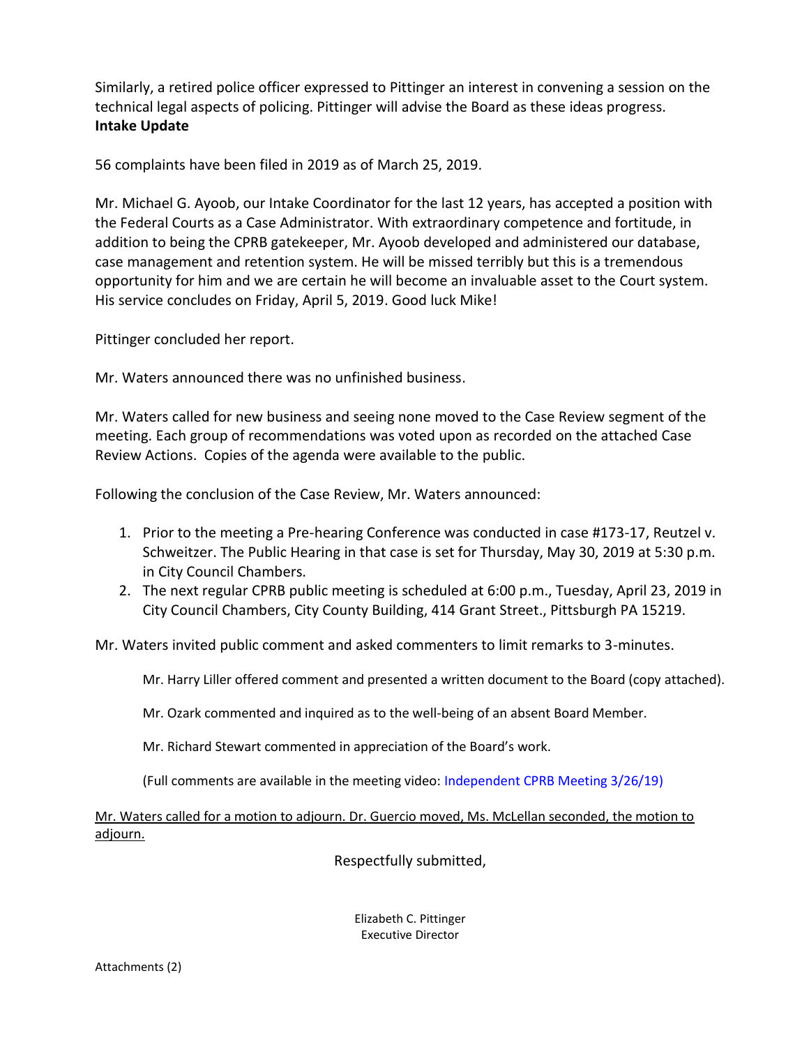Similarly, a retired police officer expressed to Pittinger an interest in convening a session on the technical legal aspects of policing. Pittinger will advise the Board as these ideas progress.

**Intake Update**

56 complaints have been filed in 2019 as of March 25, 2019.

Mr. Michael G. Ayoob, our Intake Coordinator for the last 12 years, has accepted a position with the Federal Courts as a Case Administrator. With extraordinary competence and fortitude, in addition to being the CPRB gatekeeper, Mr. Ayoob developed and administered our database, case management and retention system. He will be missed terribly but this is a tremendous opportunity for him and we are certain he will become an invaluable asset to the Court system. His service concludes on Friday, April 5, 2019. Good luck Mike!

Pittinger concluded her report.

Mr. Waters announced there was no unfinished business.

Mr. Waters called for new business and seeing none moved to the Case Review segment of the meeting. Each group of recommendations was voted upon as recorded on the attached Case Review Actions. Copies of the agenda were available to the public.

Following the conclusion of the Case Review, Mr. Waters announced:

1. Prior to the meeting a Pre-hearing Conference was conducted in case #173-17, Reutzel v. Schweitzer. The Public Hearing in that case is set for Thursday, May 30, 2019 at 5:30 p.m. in City Council Chambers.
2. The next regular CPRB public meeting is scheduled at 6:00 p.m., Tuesday, April 23, 2019 in City Council Chambers, City County Building, 414 Grant Street., Pittsburgh PA 15219.

Mr. Waters invited public comment and asked commenters to limit remarks to 3-minutes.

Mr. Harry Liller offered comment and presented a written document to the Board (copy attached).

Mr. Ozark commented and inquired as to the well-being of an absent Board Member.

Mr. Richard Stewart commented in appreciation of the Board's work.

(Full comments are available in the meeting video: Independent CPRB Meeting 3/26/19)

Mr. Waters called for a motion to adjourn. Dr. Guercio moved, Ms. McLellan seconded, the motion to adjourn.

Respectfully submitted,

Elizabeth C. Pittinger
Executive Director

Attachments (2)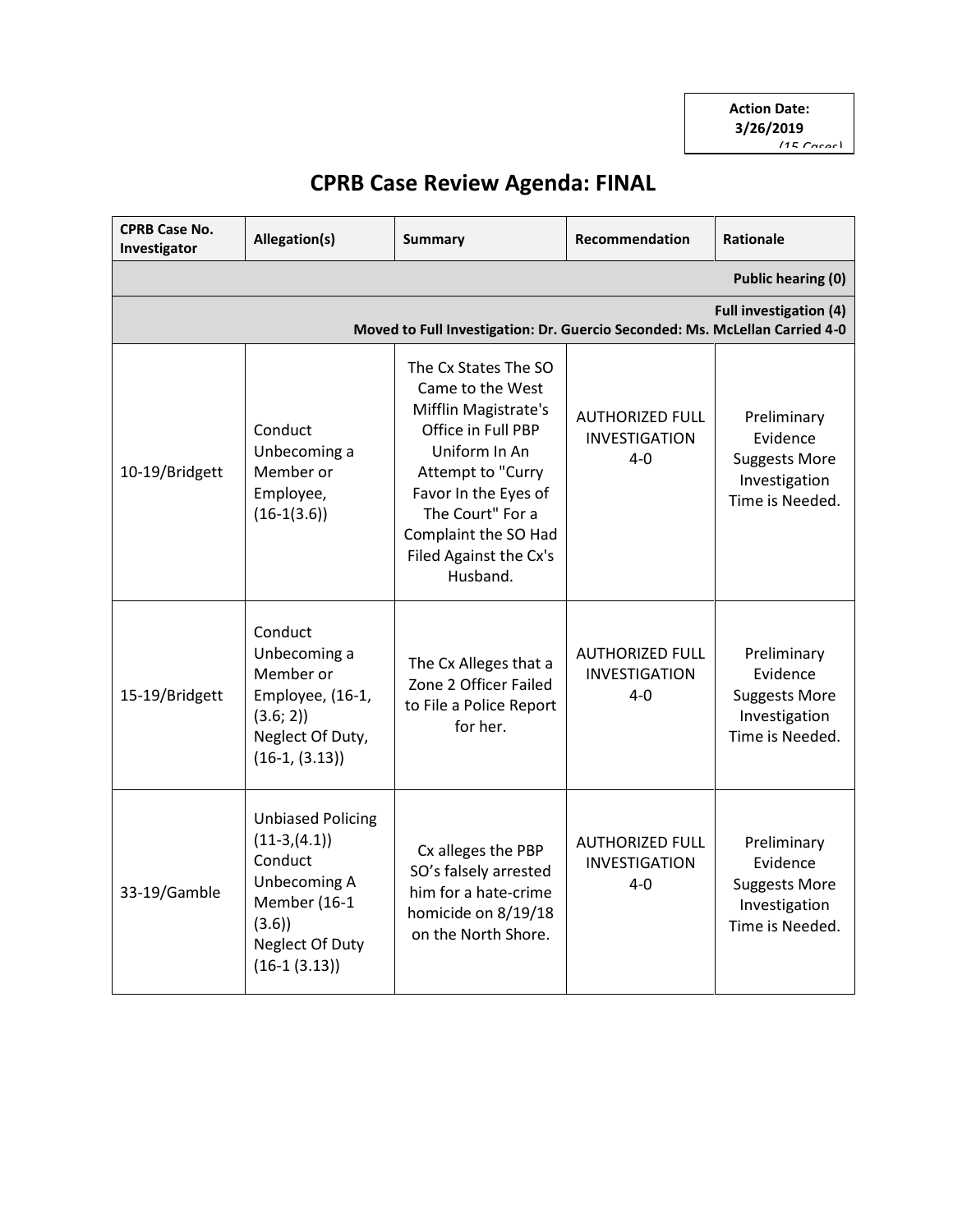Action Date: 3/26/2019
(15 Cases)

# CPRB Case Review Agenda: FINAL

| CPRB Case No. Investigator | Allegation(s) | Summary | Recommendation | Rationale |
|---|---|---|---|---|
| **Public hearing (0)** | | | | |
| **Full investigation (4)** **Moved to Full Investigation: Dr. Guercio Seconded: Ms. McLellan Carried 4-0** | | | | |
| 10-19/Bridgett | Conduct Unbecoming a Member or Employee, (16-1(3.6)) | The Cx States The SO Came to the West Mifflin Magistrate's Office in Full PBP Uniform In An Attempt to "Curry Favor In the Eyes of The Court" For a Complaint the SO Had Filed Against the Cx's Husband. | AUTHORIZED FULL INVESTIGATION 4-0 | Preliminary Evidence Suggests More Investigation Time is Needed. |
| 15-19/Bridgett | Conduct Unbecoming a Member or Employee, (16-1, (3.6; 2)) Neglect Of Duty, (16-1, (3.13)) | The Cx Alleges that a Zone 2 Officer Failed to File a Police Report for her. | AUTHORIZED FULL INVESTIGATION 4-0 | Preliminary Evidence Suggests More Investigation Time is Needed. |
| 33-19/Gamble | Unbiased Policing (11-3,(4.1)) Conduct Unbecoming A Member (16-1 (3.6)) Neglect Of Duty (16-1 (3.13)) | Cx alleges the PBP SO's falsely arrested him for a hate-crime homicide on 8/19/18 on the North Shore. | AUTHORIZED FULL INVESTIGATION 4-0 | Preliminary Evidence Suggests More Investigation Time is Needed. |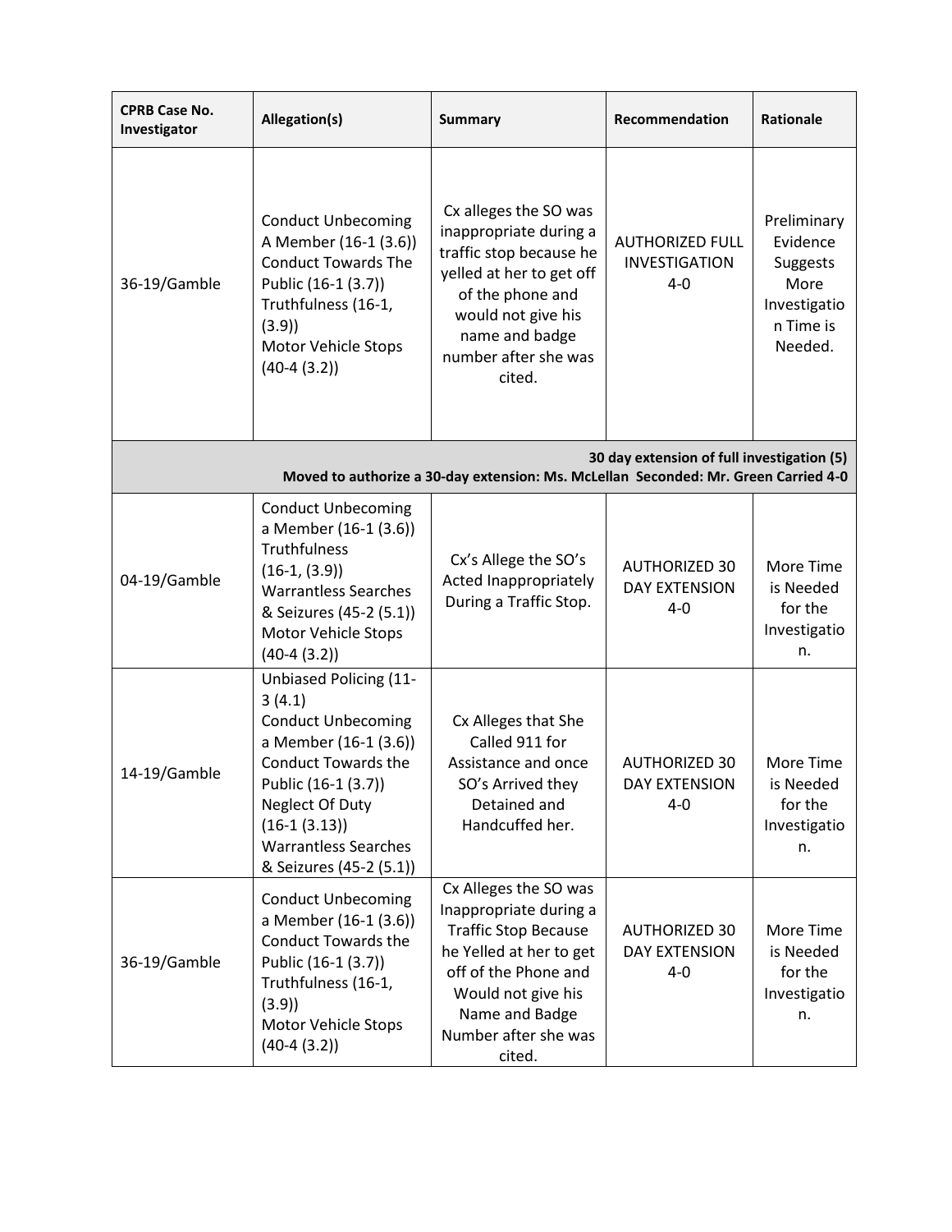| CPRB Case No. Investigator | Allegation(s) | Summary | Recommendation | Rationale |
|---|---|---|---|---|
| 36-19/Gamble | Conduct Unbecoming A Member (16-1 (3.6))<br>Conduct Towards The Public (16-1 (3.7))<br>Truthfulness (16-1, (3.9))<br>Motor Vehicle Stops (40-4 (3.2)) | Cx alleges the SO was inappropriate during a traffic stop because he yelled at her to get off of the phone and would not give his name and badge number after she was cited. | AUTHORIZED FULL INVESTIGATION 4-0 | Preliminary Evidence Suggests More Investigation Time is Needed. |
| **30 day extension of full investigation (5)**<br>**Moved to authorize a 30-day extension: Ms. McLellan Seconded: Mr. Green Carried 4-0** | | | | |
| 04-19/Gamble | Conduct Unbecoming a Member (16-1 (3.6))<br>Truthfulness (16-1, (3.9))<br>Warrantless Searches & Seizures (45-2 (5.1))<br>Motor Vehicle Stops (40-4 (3.2)) | Cx's Allege the SO's Acted Inappropriately During a Traffic Stop. | AUTHORIZED 30 DAY EXTENSION 4-0 | More Time is Needed for the Investigation. |
| 14-19/Gamble | Unbiased Policing (11-3 (4.1)<br>Conduct Unbecoming a Member (16-1 (3.6))<br>Conduct Towards the Public (16-1 (3.7))<br>Neglect Of Duty (16-1 (3.13))<br>Warrantless Searches & Seizures (45-2 (5.1)) | Cx Alleges that She Called 911 for Assistance and once SO's Arrived they Detained and Handcuffed her. | AUTHORIZED 30 DAY EXTENSION 4-0 | More Time is Needed for the Investigation. |
| 36-19/Gamble | Conduct Unbecoming a Member (16-1 (3.6))<br>Conduct Towards the Public (16-1 (3.7))<br>Truthfulness (16-1, (3.9))<br>Motor Vehicle Stops (40-4 (3.2)) | Cx Alleges the SO was Inappropriate during a Traffic Stop Because he Yelled at her to get off of the Phone and Would not give his Name and Badge Number after she was cited. | AUTHORIZED 30 DAY EXTENSION 4-0 | More Time is Needed for the Investigation. |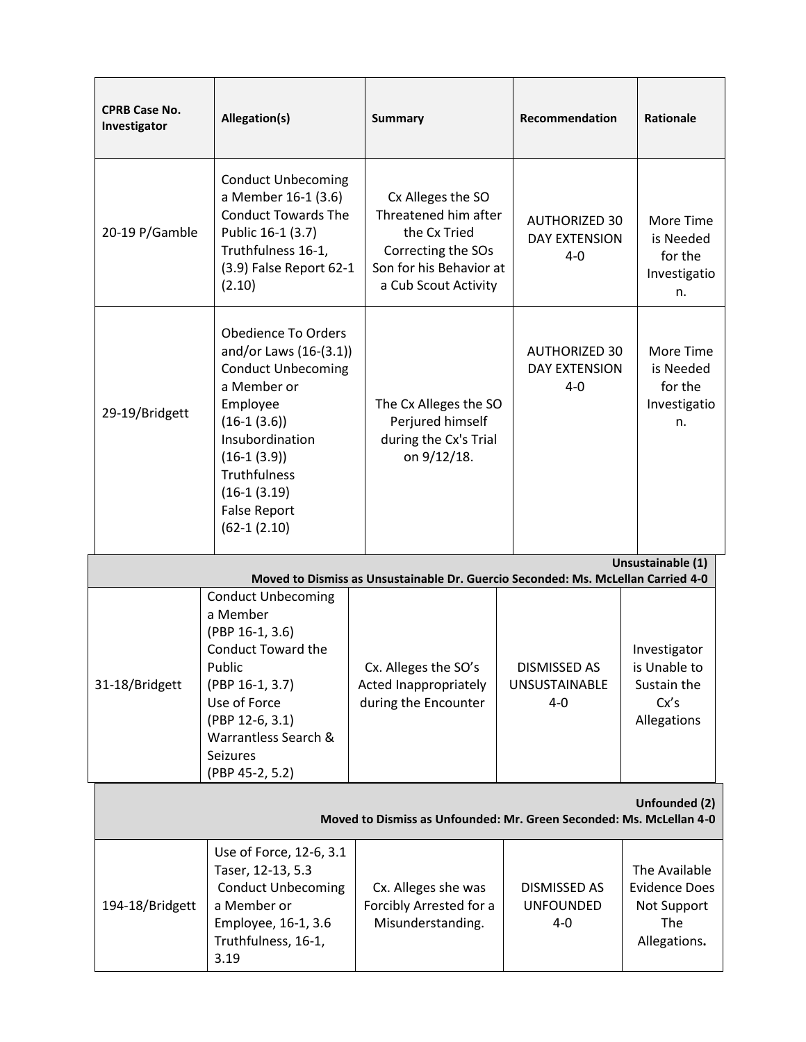| CPRB Case No. Investigator | Allegation(s) | Summary | Recommendation | Rationale |
|---|---|---|---|---|
| 20-19 P/Gamble | Conduct Unbecoming a Member 16-1 (3.6) Conduct Towards The Public 16-1 (3.7) Truthfulness 16-1, (3.9) False Report 62-1 (2.10) | Cx Alleges the SO Threatened him after the Cx Tried Correcting the SOs Son for his Behavior at a Cub Scout Activity | AUTHORIZED 30 DAY EXTENSION 4-0 | More Time is Needed for the Investigation. |
| 29-19/Bridgett | Obedience To Orders and/or Laws (16-(3.1)) Conduct Unbecoming a Member or Employee (16-1 (3.6)) Insubordination (16-1 (3.9)) Truthfulness (16-1 (3.19) False Report (62-1 (2.10) | The Cx Alleges the SO Perjured himself during the Cx's Trial on 9/12/18. | AUTHORIZED 30 DAY EXTENSION 4-0 | More Time is Needed for the Investigation. |
| **Unsustainable (1)** **Moved to Dismiss as Unsustainable Dr. Guercio Seconded: Ms. McLellan Carried 4-0** | | | | |
| 31-18/Bridgett | Conduct Unbecoming a Member (PBP 16-1, 3.6) Conduct Toward the Public (PBP 16-1, 3.7) Use of Force (PBP 12-6, 3.1) Warrantless Search & Seizures (PBP 45-2, 5.2) | Cx. Alleges the SO's Acted Inappropriately during the Encounter | DISMISSED AS UNSUSTAINABLE 4-0 | Investigator is Unable to Sustain the Cx's Allegations |
| **Unfounded (2)** **Moved to Dismiss as Unfounded: Mr. Green Seconded: Ms. McLellan 4-0** | | | | |
| 194-18/Bridgett | Use of Force, 12-6, 3.1 Taser, 12-13, 5.3 Conduct Unbecoming a Member or Employee, 16-1, 3.6 Truthfulness, 16-1, 3.19 | Cx. Alleges she was Forcibly Arrested for a Misunderstanding. | DISMISSED AS UNFOUNDED 4-0 | The Available Evidence Does Not Support The Allegations**.** |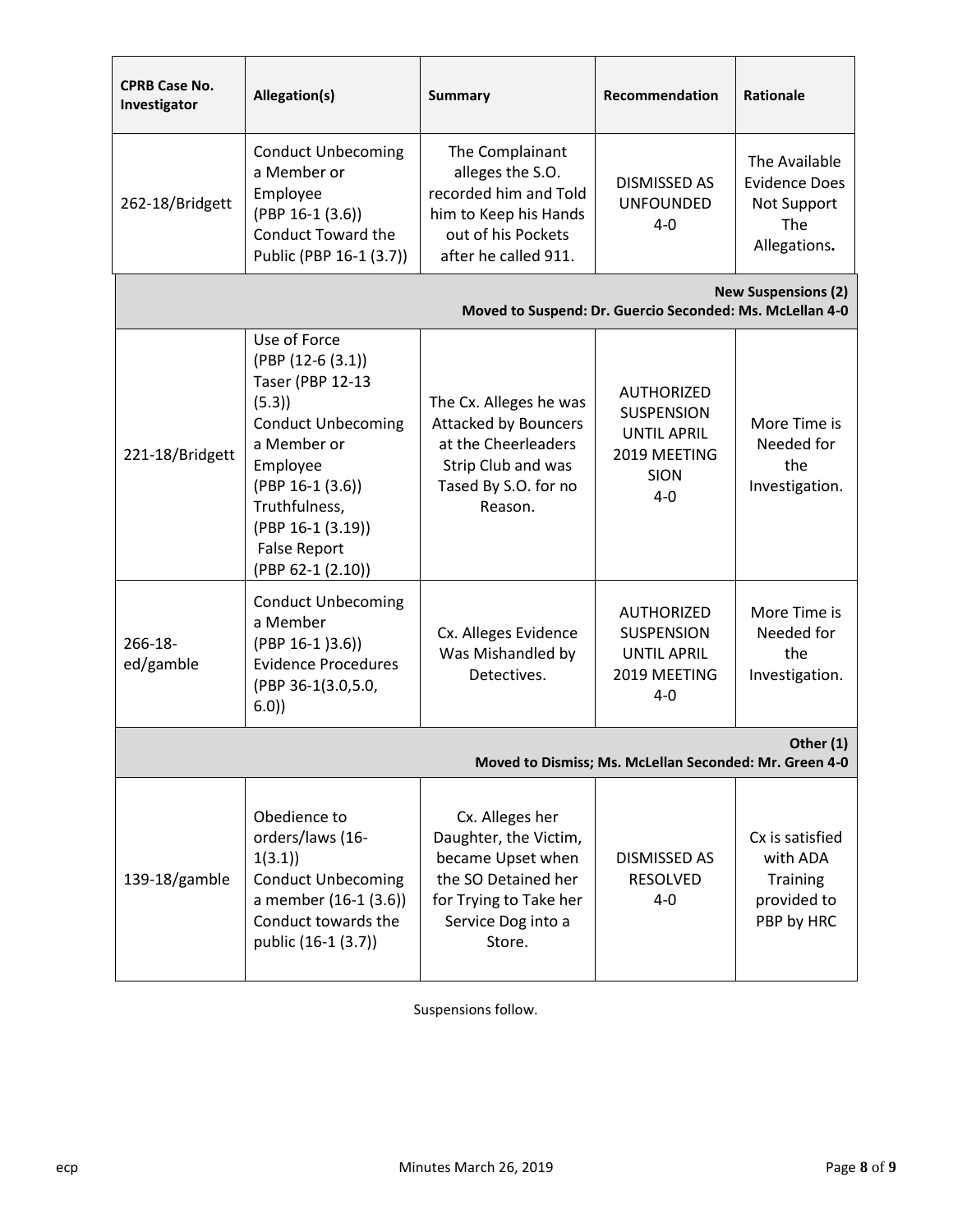| CPRB Case No. Investigator | Allegation(s) | Summary | Recommendation | Rationale |
|---|---|---|---|---|
| 262-18/Bridgett | Conduct Unbecoming a Member or Employee (PBP 16-1 (3.6)) Conduct Toward the Public (PBP 16-1 (3.7)) | The Complainant alleges the S.O. recorded him and Told him to Keep his Hands out of his Pockets after he called 911. | DISMISSED AS UNFOUNDED 4-0 | The Available Evidence Does Not Support The Allegations**.** |
| **New Suspensions (2)** **Moved to Suspend: Dr. Guercio Seconded: Ms. McLellan 4-0** | | | | |
| 221-18/Bridgett | Use of Force (PBP (12-6 (3.1)) Taser (PBP 12-13 (5.3)) Conduct Unbecoming a Member or Employee (PBP 16-1 (3.6)) Truthfulness, (PBP 16-1 (3.19)) False Report (PBP 62-1 (2.10)) | The Cx. Alleges he was Attacked by Bouncers at the Cheerleaders Strip Club and was Tased By S.O. for no Reason. | AUTHORIZED SUSPENSION UNTIL APRIL 2019 MEETING SION 4-0 | More Time is Needed for the Investigation. |
| 266-18-ed/gamble | Conduct Unbecoming a Member (PBP 16-1 )3.6)) Evidence Procedures (PBP 36-1(3.0,5.0, 6.0)) | Cx. Alleges Evidence Was Mishandled by Detectives. | AUTHORIZED SUSPENSION UNTIL APRIL 2019 MEETING 4-0 | More Time is Needed for the Investigation. |
| **Other (1)** **Moved to Dismiss; Ms. McLellan Seconded: Mr. Green 4-0** | | | | |
| 139-18/gamble | Obedience to orders/laws (16-1(3.1)) Conduct Unbecoming a member (16-1 (3.6)) Conduct towards the public (16-1 (3.7)) | Cx. Alleges her Daughter, the Victim, became Upset when the SO Detained her for Trying to Take her Service Dog into a Store. | DISMISSED AS RESOLVED 4-0 | Cx is satisfied with ADA Training provided to PBP by HRC |

Suspensions follow.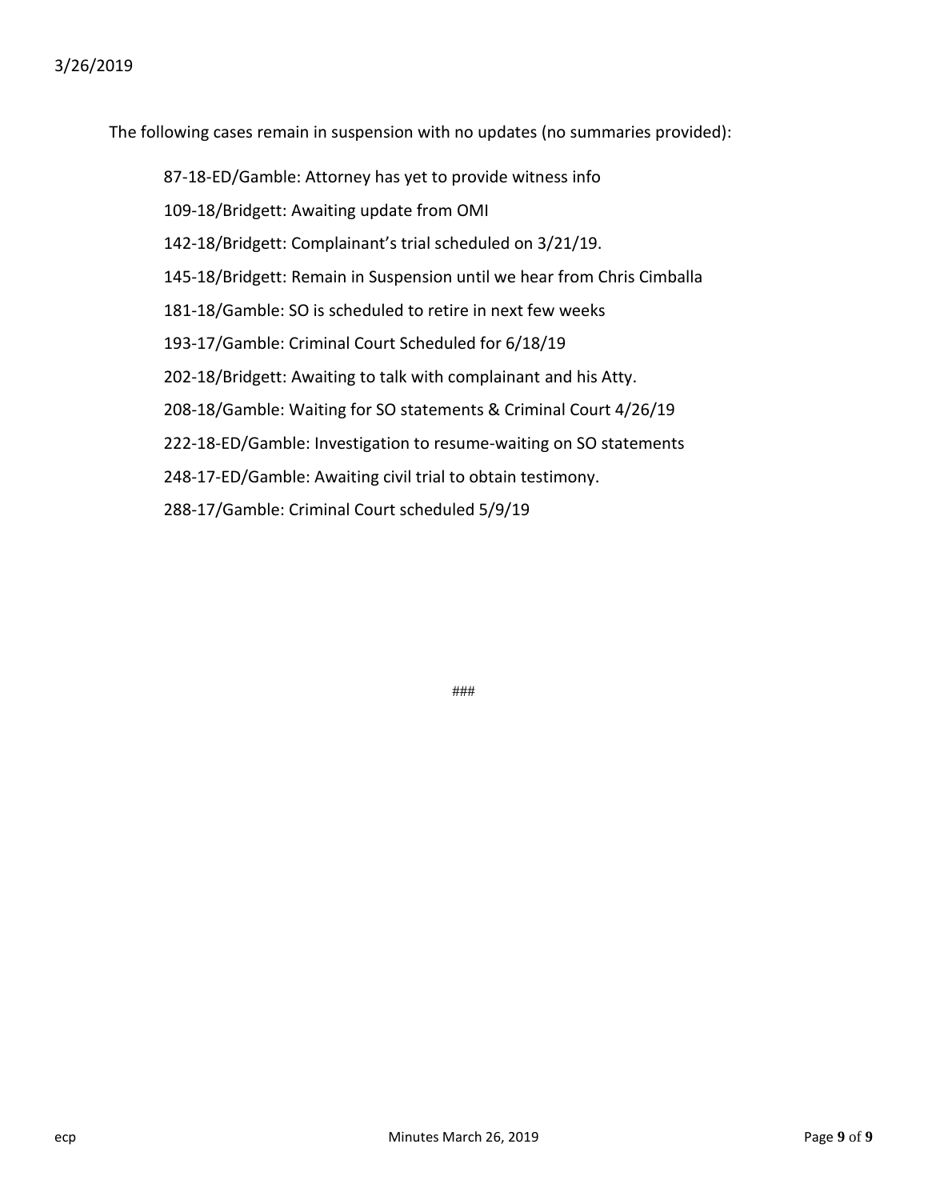The following cases remain in suspension with no updates (no summaries provided):

87-18-ED/Gamble: Attorney has yet to provide witness info

109-18/Bridgett: Awaiting update from OMI

142-18/Bridgett: Complainant's trial scheduled on 3/21/19.

145-18/Bridgett: Remain in Suspension until we hear from Chris Cimballa

181-18/Gamble: SO is scheduled to retire in next few weeks

193-17/Gamble: Criminal Court Scheduled for 6/18/19

202-18/Bridgett: Awaiting to talk with complainant and his Atty.

208-18/Gamble: Waiting for SO statements & Criminal Court 4/26/19

222-18-ED/Gamble: Investigation to resume-waiting on SO statements

248-17-ED/Gamble: Awaiting civil trial to obtain testimony.

288-17/Gamble: Criminal Court scheduled 5/9/19

###